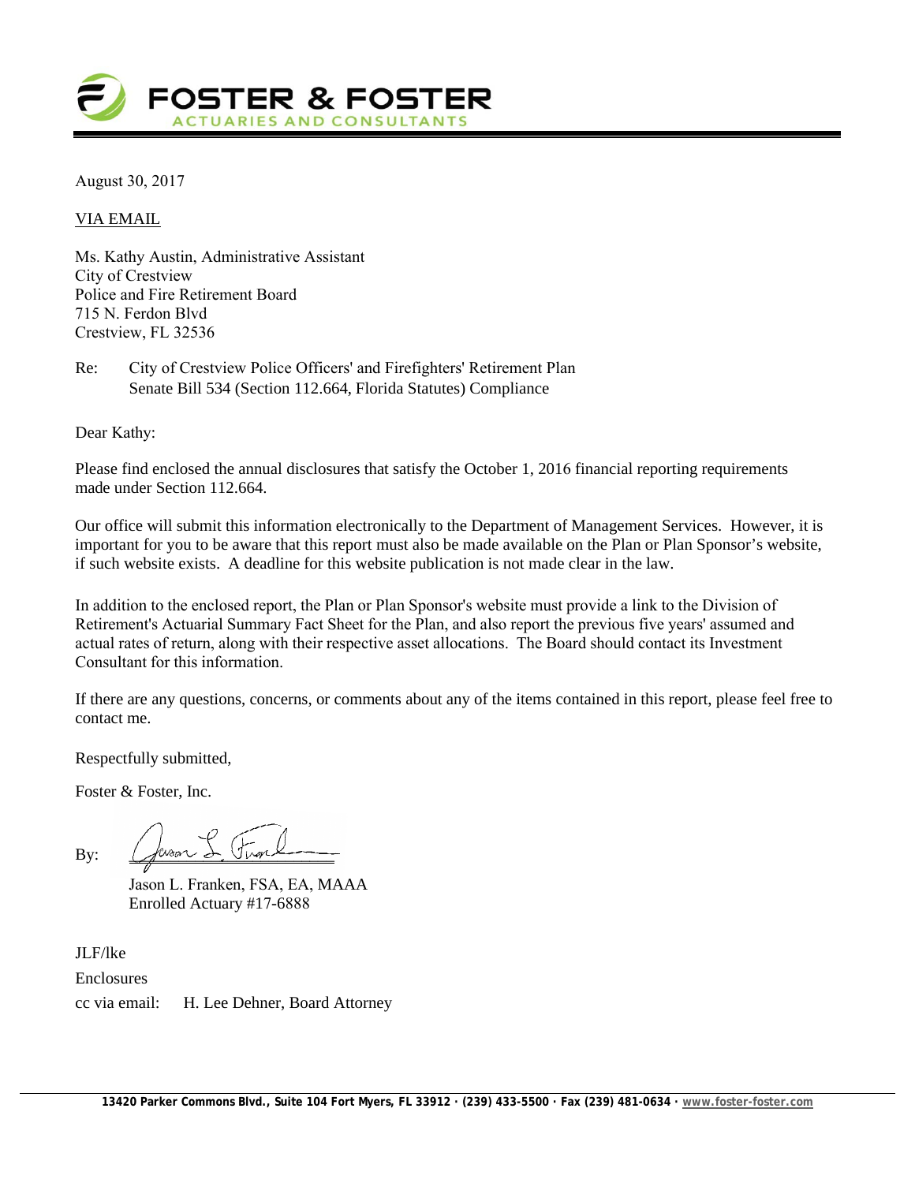**FOSTER & FOSTER**
ACTUARIES AND CONSULTANTS

August 30, 2017

VIA EMAIL

Ms. Kathy Austin, Administrative Assistant
City of Crestview
Police and Fire Retirement Board
715 N. Ferdon Blvd
Crestview, FL 32536

Re: City of Crestview Police Officers' and Firefighters' Retirement Plan
Senate Bill 534 (Section 112.664, Florida Statutes) Compliance

Dear Kathy:

Please find enclosed the annual disclosures that satisfy the October 1, 2016 financial reporting requirements made under Section 112.664.

Our office will submit this information electronically to the Department of Management Services. However, it is important for you to be aware that this report must also be made available on the Plan or Plan Sponsor's website, if such website exists. A deadline for this website publication is not made clear in the law.

In addition to the enclosed report, the Plan or Plan Sponsor's website must provide a link to the Division of Retirement's Actuarial Summary Fact Sheet for the Plan, and also report the previous five years' assumed and actual rates of return, along with their respective asset allocations. The Board should contact its Investment Consultant for this information.

If there are any questions, concerns, or comments about any of the items contained in this report, please feel free to contact me.

Respectfully submitted,

Foster & Foster, Inc.

By: 

Jason L. Franken, FSA, EA, MAAA
Enrolled Actuary #17-6888

JLF/lke

Enclosures

cc via email: H. Lee Dehner, Board Attorney

13420 Parker Commons Blvd., Suite 104 Fort Myers, FL 33912 · (239) 433-5500 · Fax (239) 481-0634 · www.foster-foster.com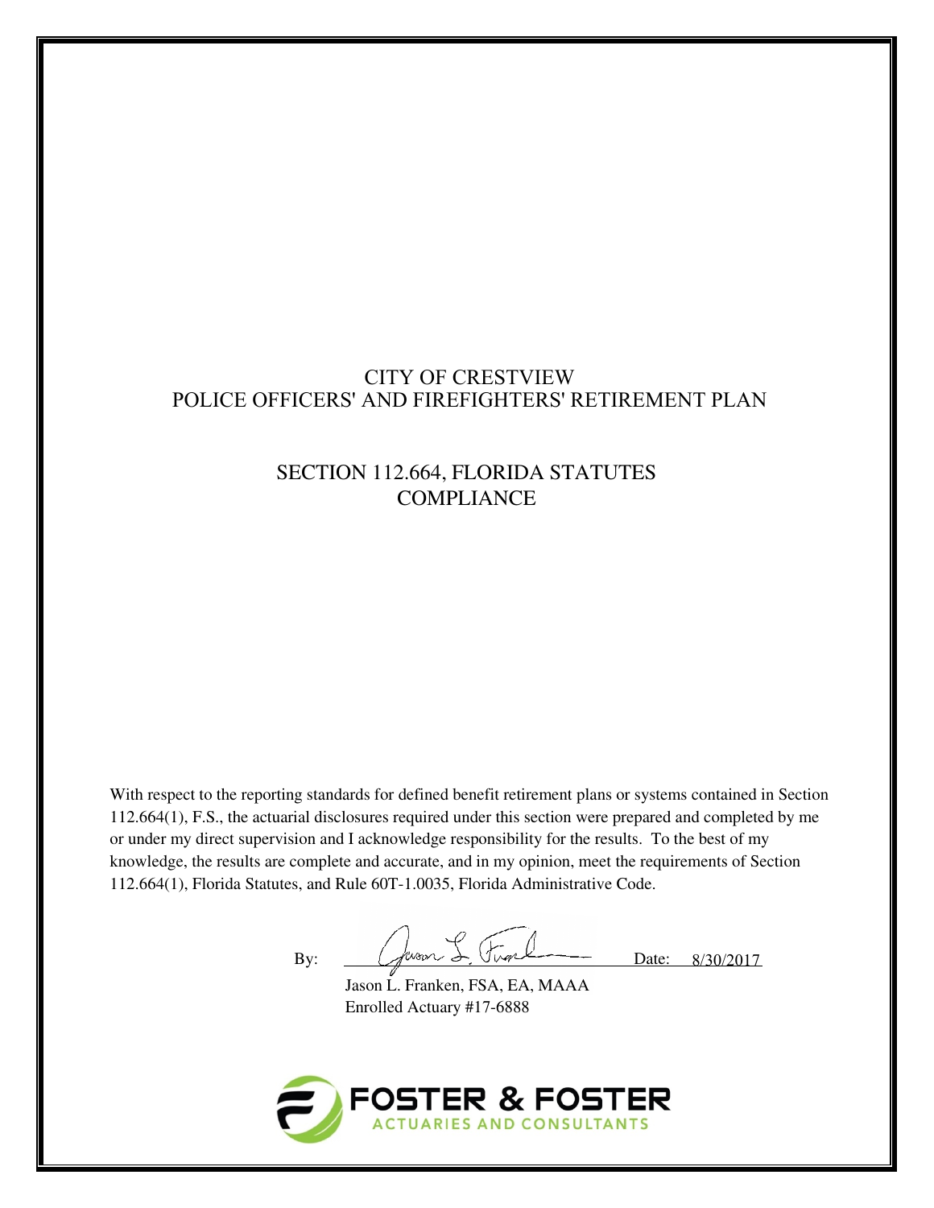# CITY OF CRESTVIEW
# POLICE OFFICERS' AND FIREFIGHTERS' RETIREMENT PLAN

## SECTION 112.664, FLORIDA STATUTES
## COMPLIANCE

With respect to the reporting standards for defined benefit retirement plans or systems contained in Section 112.664(1), F.S., the actuarial disclosures required under this section were prepared and completed by me or under my direct supervision and I acknowledge responsibility for the results. To the best of my knowledge, the results are complete and accurate, and in my opinion, meet the requirements of Section 112.664(1), Florida Statutes, and Rule 60T-1.0035, Florida Administrative Code.

By: Jason L. Franken Date: 8/30/2017

Jason L. Franken, FSA, EA, MAAA
Enrolled Actuary #17-6888

FOSTER & FOSTER
ACTUARIES AND CONSULTANTS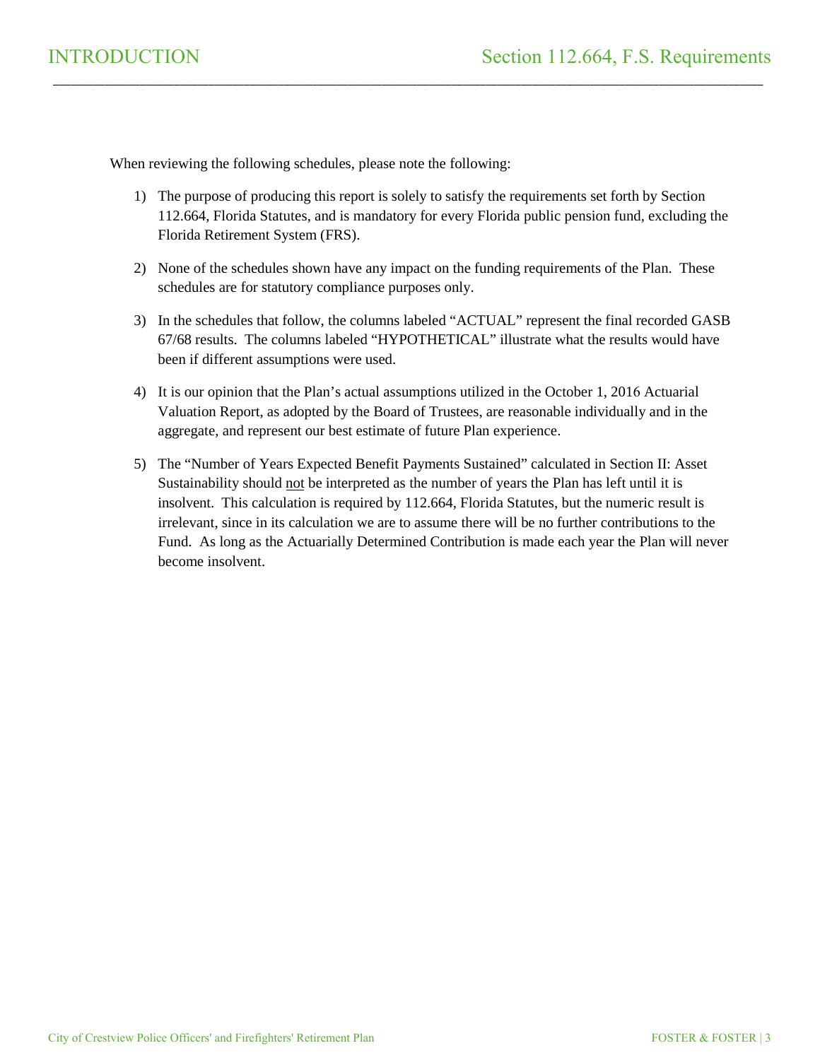# INTRODUCTION

## Section 112.664, F.S. Requirements

When reviewing the following schedules, please note the following:

1) The purpose of producing this report is solely to satisfy the requirements set forth by Section 112.664, Florida Statutes, and is mandatory for every Florida public pension fund, excluding the Florida Retirement System (FRS).

2) None of the schedules shown have any impact on the funding requirements of the Plan. These schedules are for statutory compliance purposes only.

3) In the schedules that follow, the columns labeled "ACTUAL" represent the final recorded GASB 67/68 results. The columns labeled "HYPOTHETICAL" illustrate what the results would have been if different assumptions were used.

4) It is our opinion that the Plan's actual assumptions utilized in the October 1, 2016 Actuarial Valuation Report, as adopted by the Board of Trustees, are reasonable individually and in the aggregate, and represent our best estimate of future Plan experience.

5) The "Number of Years Expected Benefit Payments Sustained" calculated in Section II: Asset Sustainability should <u>not</u> be interpreted as the number of years the Plan has left until it is insolvent. This calculation is required by 112.664, Florida Statutes, but the numeric result is irrelevant, since in its calculation we are to assume there will be no further contributions to the Fund. As long as the Actuarially Determined Contribution is made each year the Plan will never become insolvent.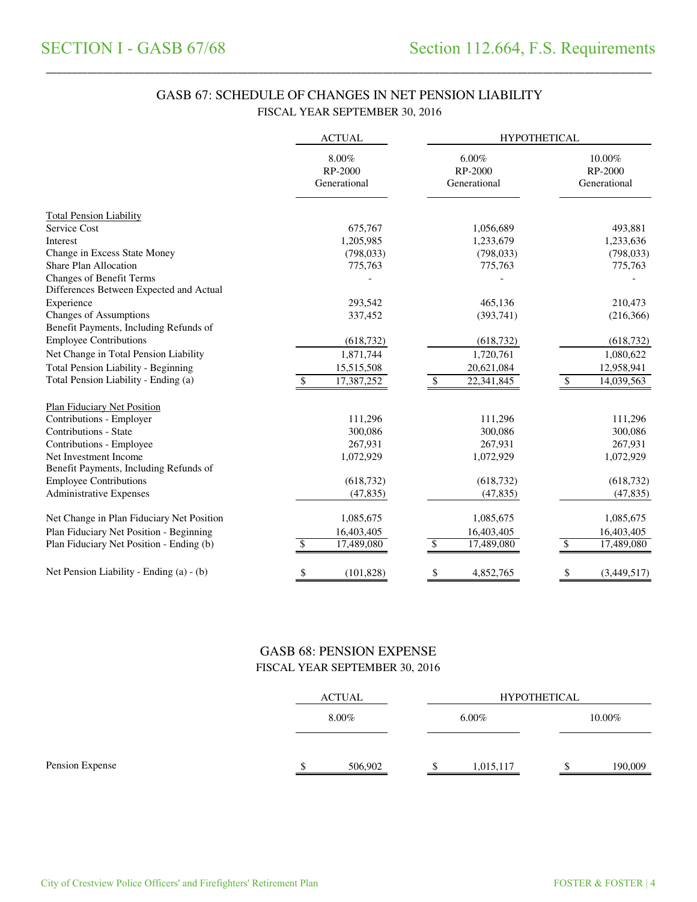# SECTION I - GASB 67/68

## Section 112.664, F.S. Requirements

### GASB 67: SCHEDULE OF CHANGES IN NET PENSION LIABILITY

FISCAL YEAR SEPTEMBER 30, 2016

| | ACTUAL | HYPOTHETICAL | |
|---|---|---|---|
| | 8.00% RP-2000 Generational | 6.00% RP-2000 Generational | 10.00% RP-2000 Generational |
| **Total Pension Liability** | | | |
| Service Cost | 675,767 | 1,056,689 | 493,881 |
| Interest | 1,205,985 | 1,233,679 | 1,233,636 |
| Change in Excess State Money | (798,033) | (798,033) | (798,033) |
| Share Plan Allocation | 775,763 | 775,763 | 775,763 |
| Changes of Benefit Terms | - | - | - |
| Differences Between Expected and Actual Experience | 293,542 | 465,136 | 210,473 |
| Changes of Assumptions | 337,452 | (393,741) | (216,366) |
| Benefit Payments, Including Refunds of Employee Contributions | (618,732) | (618,732) | (618,732) |
| Net Change in Total Pension Liability | 1,871,744 | 1,720,761 | 1,080,622 |
| Total Pension Liability - Beginning | 15,515,508 | 20,621,084 | 12,958,941 |
| Total Pension Liability - Ending (a) | $ 17,387,252 | $ 22,341,845 | $ 14,039,563 |
| **Plan Fiduciary Net Position** | | | |
| Contributions - Employer | 111,296 | 111,296 | 111,296 |
| Contributions - State | 300,086 | 300,086 | 300,086 |
| Contributions - Employee | 267,931 | 267,931 | 267,931 |
| Net Investment Income | 1,072,929 | 1,072,929 | 1,072,929 |
| Benefit Payments, Including Refunds of Employee Contributions | (618,732) | (618,732) | (618,732) |
| Administrative Expenses | (47,835) | (47,835) | (47,835) |
| Net Change in Plan Fiduciary Net Position | 1,085,675 | 1,085,675 | 1,085,675 |
| Plan Fiduciary Net Position - Beginning | 16,403,405 | 16,403,405 | 16,403,405 |
| Plan Fiduciary Net Position - Ending (b) | $ 17,489,080 | $ 17,489,080 | $ 17,489,080 |
| Net Pension Liability - Ending (a) - (b) | $ (101,828) | $ 4,852,765 | $ (3,449,517) |

### GASB 68: PENSION EXPENSE

FISCAL YEAR SEPTEMBER 30, 2016

| | ACTUAL | HYPOTHETICAL | |
|---|---|---|---|
| | 8.00% | 6.00% | 10.00% |
| Pension Expense | $ 506,902 | $ 1,015,117 | $ 190,009 |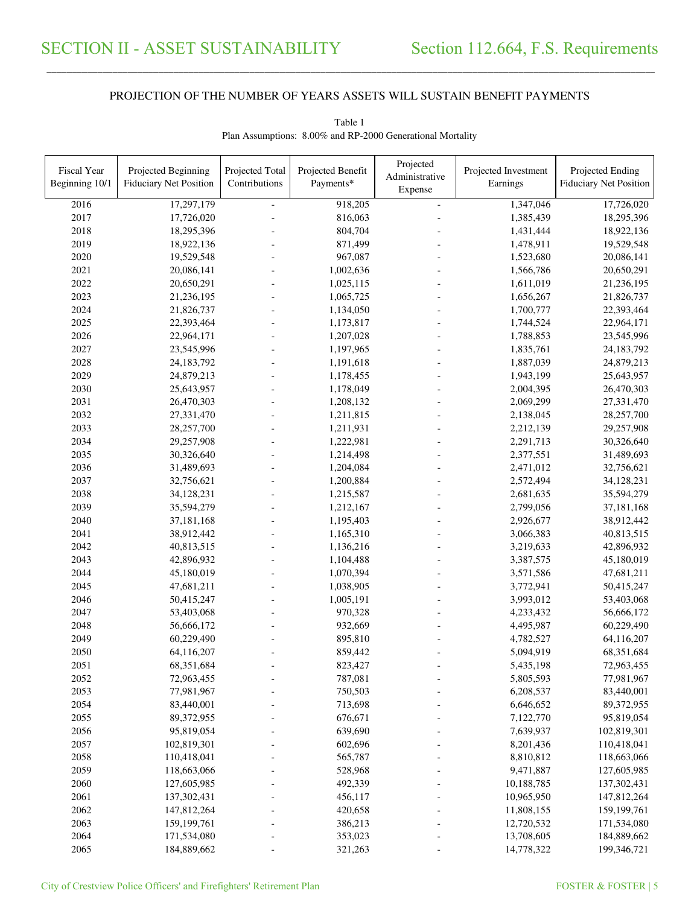# SECTION II - ASSET SUSTAINABILITY

## Section 112.664, F.S. Requirements

### PROJECTION OF THE NUMBER OF YEARS ASSETS WILL SUSTAIN BENEFIT PAYMENTS

Table 1
Plan Assumptions: 8.00% and RP-2000 Generational Mortality

| Fiscal Year Beginning 10/1 | Projected Beginning Fiduciary Net Position | Projected Total Contributions | Projected Benefit Payments* | Projected Administrative Expense | Projected Investment Earnings | Projected Ending Fiduciary Net Position |
|---|---|---|---|---|---|---|
| 2016 | 17,297,179 | - | 918,205 | - | 1,347,046 | 17,726,020 |
| 2017 | 17,726,020 | - | 816,063 | - | 1,385,439 | 18,295,396 |
| 2018 | 18,295,396 | - | 804,704 | - | 1,431,444 | 18,922,136 |
| 2019 | 18,922,136 | - | 871,499 | - | 1,478,911 | 19,529,548 |
| 2020 | 19,529,548 | - | 967,087 | - | 1,523,680 | 20,086,141 |
| 2021 | 20,086,141 | - | 1,002,636 | - | 1,566,786 | 20,650,291 |
| 2022 | 20,650,291 | - | 1,025,115 | - | 1,611,019 | 21,236,195 |
| 2023 | 21,236,195 | - | 1,065,725 | - | 1,656,267 | 21,826,737 |
| 2024 | 21,826,737 | - | 1,134,050 | - | 1,700,777 | 22,393,464 |
| 2025 | 22,393,464 | - | 1,173,817 | - | 1,744,524 | 22,964,171 |
| 2026 | 22,964,171 | - | 1,207,028 | - | 1,788,853 | 23,545,996 |
| 2027 | 23,545,996 | - | 1,197,965 | - | 1,835,761 | 24,183,792 |
| 2028 | 24,183,792 | - | 1,191,618 | - | 1,887,039 | 24,879,213 |
| 2029 | 24,879,213 | - | 1,178,455 | - | 1,943,199 | 25,643,957 |
| 2030 | 25,643,957 | - | 1,178,049 | - | 2,004,395 | 26,470,303 |
| 2031 | 26,470,303 | - | 1,208,132 | - | 2,069,299 | 27,331,470 |
| 2032 | 27,331,470 | - | 1,211,815 | - | 2,138,045 | 28,257,700 |
| 2033 | 28,257,700 | - | 1,211,931 | - | 2,212,139 | 29,257,908 |
| 2034 | 29,257,908 | - | 1,222,981 | - | 2,291,713 | 30,326,640 |
| 2035 | 30,326,640 | - | 1,214,498 | - | 2,377,551 | 31,489,693 |
| 2036 | 31,489,693 | - | 1,204,084 | - | 2,471,012 | 32,756,621 |
| 2037 | 32,756,621 | - | 1,200,884 | - | 2,572,494 | 34,128,231 |
| 2038 | 34,128,231 | - | 1,215,587 | - | 2,681,635 | 35,594,279 |
| 2039 | 35,594,279 | - | 1,212,167 | - | 2,799,056 | 37,181,168 |
| 2040 | 37,181,168 | - | 1,195,403 | - | 2,926,677 | 38,912,442 |
| 2041 | 38,912,442 | - | 1,165,310 | - | 3,066,383 | 40,813,515 |
| 2042 | 40,813,515 | - | 1,136,216 | - | 3,219,633 | 42,896,932 |
| 2043 | 42,896,932 | - | 1,104,488 | - | 3,387,575 | 45,180,019 |
| 2044 | 45,180,019 | - | 1,070,394 | - | 3,571,586 | 47,681,211 |
| 2045 | 47,681,211 | - | 1,038,905 | - | 3,772,941 | 50,415,247 |
| 2046 | 50,415,247 | - | 1,005,191 | - | 3,993,012 | 53,403,068 |
| 2047 | 53,403,068 | - | 970,328 | - | 4,233,432 | 56,666,172 |
| 2048 | 56,666,172 | - | 932,669 | - | 4,495,987 | 60,229,490 |
| 2049 | 60,229,490 | - | 895,810 | - | 4,782,527 | 64,116,207 |
| 2050 | 64,116,207 | - | 859,442 | - | 5,094,919 | 68,351,684 |
| 2051 | 68,351,684 | - | 823,427 | - | 5,435,198 | 72,963,455 |
| 2052 | 72,963,455 | - | 787,081 | - | 5,805,593 | 77,981,967 |
| 2053 | 77,981,967 | - | 750,503 | - | 6,208,537 | 83,440,001 |
| 2054 | 83,440,001 | - | 713,698 | - | 6,646,652 | 89,372,955 |
| 2055 | 89,372,955 | - | 676,671 | - | 7,122,770 | 95,819,054 |
| 2056 | 95,819,054 | - | 639,690 | - | 7,639,937 | 102,819,301 |
| 2057 | 102,819,301 | - | 602,696 | - | 8,201,436 | 110,418,041 |
| 2058 | 110,418,041 | - | 565,787 | - | 8,810,812 | 118,663,066 |
| 2059 | 118,663,066 | - | 528,968 | - | 9,471,887 | 127,605,985 |
| 2060 | 127,605,985 | - | 492,339 | - | 10,188,785 | 137,302,431 |
| 2061 | 137,302,431 | - | 456,117 | - | 10,965,950 | 147,812,264 |
| 2062 | 147,812,264 | - | 420,658 | - | 11,808,155 | 159,199,761 |
| 2063 | 159,199,761 | - | 386,213 | - | 12,720,532 | 171,534,080 |
| 2064 | 171,534,080 | - | 353,023 | - | 13,708,605 | 184,889,662 |
| 2065 | 184,889,662 | - | 321,263 | - | 14,778,322 | 199,346,721 |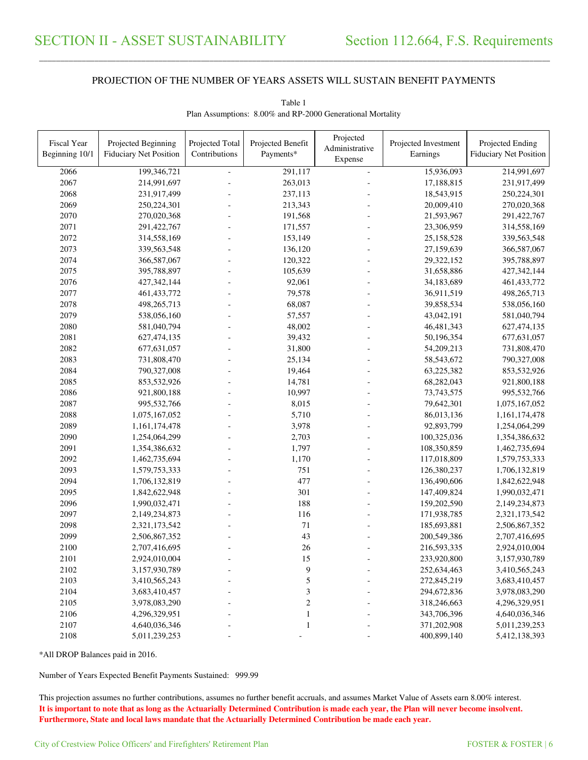# SECTION II - ASSET SUSTAINABILITY

## Section 112.664, F.S. Requirements

### PROJECTION OF THE NUMBER OF YEARS ASSETS WILL SUSTAIN BENEFIT PAYMENTS

Table 1
Plan Assumptions: 8.00% and RP-2000 Generational Mortality

| Fiscal Year Beginning 10/1 | Projected Beginning Fiduciary Net Position | Projected Total Contributions | Projected Benefit Payments* | Projected Administrative Expense | Projected Investment Earnings | Projected Ending Fiduciary Net Position |
|---|---|---|---|---|---|---|
| 2066 | 199,346,721 | - | 291,117 | - | 15,936,093 | 214,991,697 |
| 2067 | 214,991,697 | - | 263,013 | - | 17,188,815 | 231,917,499 |
| 2068 | 231,917,499 | - | 237,113 | - | 18,543,915 | 250,224,301 |
| 2069 | 250,224,301 | - | 213,343 | - | 20,009,410 | 270,020,368 |
| 2070 | 270,020,368 | - | 191,568 | - | 21,593,967 | 291,422,767 |
| 2071 | 291,422,767 | - | 171,557 | - | 23,306,959 | 314,558,169 |
| 2072 | 314,558,169 | - | 153,149 | - | 25,158,528 | 339,563,548 |
| 2073 | 339,563,548 | - | 136,120 | - | 27,159,639 | 366,587,067 |
| 2074 | 366,587,067 | - | 120,322 | - | 29,322,152 | 395,788,897 |
| 2075 | 395,788,897 | - | 105,639 | - | 31,658,886 | 427,342,144 |
| 2076 | 427,342,144 | - | 92,061 | - | 34,183,689 | 461,433,772 |
| 2077 | 461,433,772 | - | 79,578 | - | 36,911,519 | 498,265,713 |
| 2078 | 498,265,713 | - | 68,087 | - | 39,858,534 | 538,056,160 |
| 2079 | 538,056,160 | - | 57,557 | - | 43,042,191 | 581,040,794 |
| 2080 | 581,040,794 | - | 48,002 | - | 46,481,343 | 627,474,135 |
| 2081 | 627,474,135 | - | 39,432 | - | 50,196,354 | 677,631,057 |
| 2082 | 677,631,057 | - | 31,800 | - | 54,209,213 | 731,808,470 |
| 2083 | 731,808,470 | - | 25,134 | - | 58,543,672 | 790,327,008 |
| 2084 | 790,327,008 | - | 19,464 | - | 63,225,382 | 853,532,926 |
| 2085 | 853,532,926 | - | 14,781 | - | 68,282,043 | 921,800,188 |
| 2086 | 921,800,188 | - | 10,997 | - | 73,743,575 | 995,532,766 |
| 2087 | 995,532,766 | - | 8,015 | - | 79,642,301 | 1,075,167,052 |
| 2088 | 1,075,167,052 | - | 5,710 | - | 86,013,136 | 1,161,174,478 |
| 2089 | 1,161,174,478 | - | 3,978 | - | 92,893,799 | 1,254,064,299 |
| 2090 | 1,254,064,299 | - | 2,703 | - | 100,325,036 | 1,354,386,632 |
| 2091 | 1,354,386,632 | - | 1,797 | - | 108,350,859 | 1,462,735,694 |
| 2092 | 1,462,735,694 | - | 1,170 | - | 117,018,809 | 1,579,753,333 |
| 2093 | 1,579,753,333 | - | 751 | - | 126,380,237 | 1,706,132,819 |
| 2094 | 1,706,132,819 | - | 477 | - | 136,490,606 | 1,842,622,948 |
| 2095 | 1,842,622,948 | - | 301 | - | 147,409,824 | 1,990,032,471 |
| 2096 | 1,990,032,471 | - | 188 | - | 159,202,590 | 2,149,234,873 |
| 2097 | 2,149,234,873 | - | 116 | - | 171,938,785 | 2,321,173,542 |
| 2098 | 2,321,173,542 | - | 71 | - | 185,693,881 | 2,506,867,352 |
| 2099 | 2,506,867,352 | - | 43 | - | 200,549,386 | 2,707,416,695 |
| 2100 | 2,707,416,695 | - | 26 | - | 216,593,335 | 2,924,010,004 |
| 2101 | 2,924,010,004 | - | 15 | - | 233,920,800 | 3,157,930,789 |
| 2102 | 3,157,930,789 | - | 9 | - | 252,634,463 | 3,410,565,243 |
| 2103 | 3,410,565,243 | - | 5 | - | 272,845,219 | 3,683,410,457 |
| 2104 | 3,683,410,457 | - | 3 | - | 294,672,836 | 3,978,083,290 |
| 2105 | 3,978,083,290 | - | 2 | - | 318,246,663 | 4,296,329,951 |
| 2106 | 4,296,329,951 | - | 1 | - | 343,706,396 | 4,640,036,346 |
| 2107 | 4,640,036,346 | - | 1 | - | 371,202,908 | 5,011,239,253 |
| 2108 | 5,011,239,253 | - | - | - | 400,899,140 | 5,412,138,393 |

*All DROP Balances paid in 2016.

Number of Years Expected Benefit Payments Sustained: 999.99

This projection assumes no further contributions, assumes no further benefit accruals, and assumes Market Value of Assets earn 8.00% interest.
**It is important to note that as long as the Actuarially Determined Contribution is made each year, the Plan will never become insolvent. Furthermore, State and local laws mandate that the Actuarially Determined Contribution be made each year.**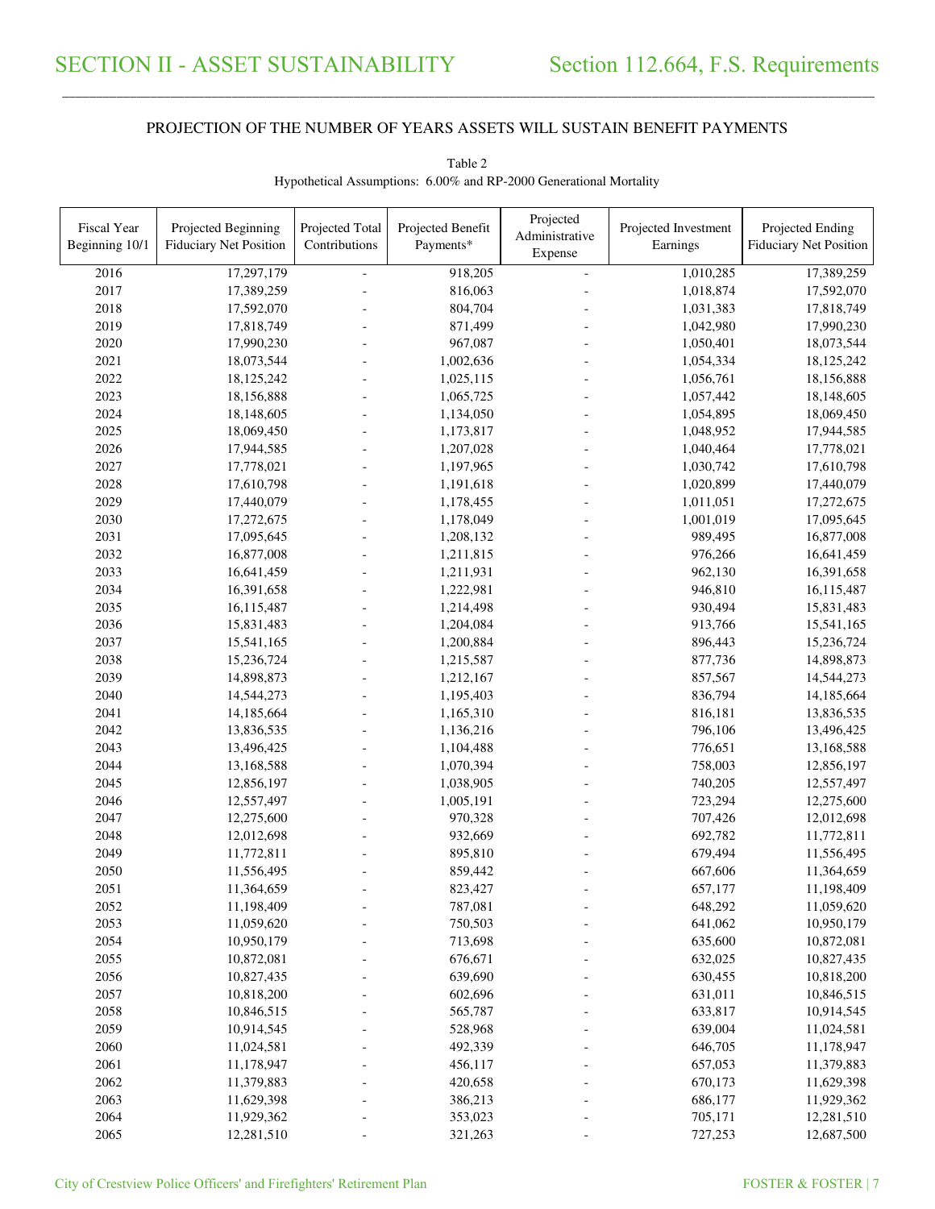# SECTION II - ASSET SUSTAINABILITY

## Section 112.664, F.S. Requirements

### PROJECTION OF THE NUMBER OF YEARS ASSETS WILL SUSTAIN BENEFIT PAYMENTS

Table 2
Hypothetical Assumptions: 6.00% and RP-2000 Generational Mortality

| Fiscal Year Beginning 10/1 | Projected Beginning Fiduciary Net Position | Projected Total Contributions | Projected Benefit Payments* | Projected Administrative Expense | Projected Investment Earnings | Projected Ending Fiduciary Net Position |
|---|---|---|---|---|---|---|
| 2016 | 17,297,179 | - | 918,205 | - | 1,010,285 | 17,389,259 |
| 2017 | 17,389,259 | - | 816,063 | - | 1,018,874 | 17,592,070 |
| 2018 | 17,592,070 | - | 804,704 | - | 1,031,383 | 17,818,749 |
| 2019 | 17,818,749 | - | 871,499 | - | 1,042,980 | 17,990,230 |
| 2020 | 17,990,230 | - | 967,087 | - | 1,050,401 | 18,073,544 |
| 2021 | 18,073,544 | - | 1,002,636 | - | 1,054,334 | 18,125,242 |
| 2022 | 18,125,242 | - | 1,025,115 | - | 1,056,761 | 18,156,888 |
| 2023 | 18,156,888 | - | 1,065,725 | - | 1,057,442 | 18,148,605 |
| 2024 | 18,148,605 | - | 1,134,050 | - | 1,054,895 | 18,069,450 |
| 2025 | 18,069,450 | - | 1,173,817 | - | 1,048,952 | 17,944,585 |
| 2026 | 17,944,585 | - | 1,207,028 | - | 1,040,464 | 17,778,021 |
| 2027 | 17,778,021 | - | 1,197,965 | - | 1,030,742 | 17,610,798 |
| 2028 | 17,610,798 | - | 1,191,618 | - | 1,020,899 | 17,440,079 |
| 2029 | 17,440,079 | - | 1,178,455 | - | 1,011,051 | 17,272,675 |
| 2030 | 17,272,675 | - | 1,178,049 | - | 1,001,019 | 17,095,645 |
| 2031 | 17,095,645 | - | 1,208,132 | - | 989,495 | 16,877,008 |
| 2032 | 16,877,008 | - | 1,211,815 | - | 976,266 | 16,641,459 |
| 2033 | 16,641,459 | - | 1,211,931 | - | 962,130 | 16,391,658 |
| 2034 | 16,391,658 | - | 1,222,981 | - | 946,810 | 16,115,487 |
| 2035 | 16,115,487 | - | 1,214,498 | - | 930,494 | 15,831,483 |
| 2036 | 15,831,483 | - | 1,204,084 | - | 913,766 | 15,541,165 |
| 2037 | 15,541,165 | - | 1,200,884 | - | 896,443 | 15,236,724 |
| 2038 | 15,236,724 | - | 1,215,587 | - | 877,736 | 14,898,873 |
| 2039 | 14,898,873 | - | 1,212,167 | - | 857,567 | 14,544,273 |
| 2040 | 14,544,273 | - | 1,195,403 | - | 836,794 | 14,185,664 |
| 2041 | 14,185,664 | - | 1,165,310 | - | 816,181 | 13,836,535 |
| 2042 | 13,836,535 | - | 1,136,216 | - | 796,106 | 13,496,425 |
| 2043 | 13,496,425 | - | 1,104,488 | - | 776,651 | 13,168,588 |
| 2044 | 13,168,588 | - | 1,070,394 | - | 758,003 | 12,856,197 |
| 2045 | 12,856,197 | - | 1,038,905 | - | 740,205 | 12,557,497 |
| 2046 | 12,557,497 | - | 1,005,191 | - | 723,294 | 12,275,600 |
| 2047 | 12,275,600 | - | 970,328 | - | 707,426 | 12,012,698 |
| 2048 | 12,012,698 | - | 932,669 | - | 692,782 | 11,772,811 |
| 2049 | 11,772,811 | - | 895,810 | - | 679,494 | 11,556,495 |
| 2050 | 11,556,495 | - | 859,442 | - | 667,606 | 11,364,659 |
| 2051 | 11,364,659 | - | 823,427 | - | 657,177 | 11,198,409 |
| 2052 | 11,198,409 | - | 787,081 | - | 648,292 | 11,059,620 |
| 2053 | 11,059,620 | - | 750,503 | - | 641,062 | 10,950,179 |
| 2054 | 10,950,179 | - | 713,698 | - | 635,600 | 10,872,081 |
| 2055 | 10,872,081 | - | 676,671 | - | 632,025 | 10,827,435 |
| 2056 | 10,827,435 | - | 639,690 | - | 630,455 | 10,818,200 |
| 2057 | 10,818,200 | - | 602,696 | - | 631,011 | 10,846,515 |
| 2058 | 10,846,515 | - | 565,787 | - | 633,817 | 10,914,545 |
| 2059 | 10,914,545 | - | 528,968 | - | 639,004 | 11,024,581 |
| 2060 | 11,024,581 | - | 492,339 | - | 646,705 | 11,178,947 |
| 2061 | 11,178,947 | - | 456,117 | - | 657,053 | 11,379,883 |
| 2062 | 11,379,883 | - | 420,658 | - | 670,173 | 11,629,398 |
| 2063 | 11,629,398 | - | 386,213 | - | 686,177 | 11,929,362 |
| 2064 | 11,929,362 | - | 353,023 | - | 705,171 | 12,281,510 |
| 2065 | 12,281,510 | - | 321,263 | - | 727,253 | 12,687,500 |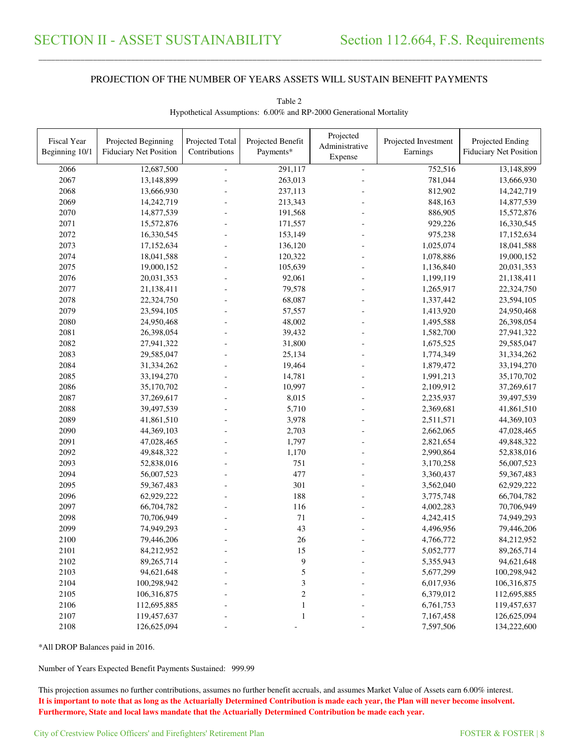# SECTION II - ASSET SUSTAINABILITY

## Section 112.664, F.S. Requirements

### PROJECTION OF THE NUMBER OF YEARS ASSETS WILL SUSTAIN BENEFIT PAYMENTS

Table 2
Hypothetical Assumptions: 6.00% and RP-2000 Generational Mortality

| Fiscal Year Beginning 10/1 | Projected Beginning Fiduciary Net Position | Projected Total Contributions | Projected Benefit Payments* | Projected Administrative Expense | Projected Investment Earnings | Projected Ending Fiduciary Net Position |
|---|---|---|---|---|---|---|
| 2066 | 12,687,500 | - | 291,117 | - | 752,516 | 13,148,899 |
| 2067 | 13,148,899 | - | 263,013 | - | 781,044 | 13,666,930 |
| 2068 | 13,666,930 | - | 237,113 | - | 812,902 | 14,242,719 |
| 2069 | 14,242,719 | - | 213,343 | - | 848,163 | 14,877,539 |
| 2070 | 14,877,539 | - | 191,568 | - | 886,905 | 15,572,876 |
| 2071 | 15,572,876 | - | 171,557 | - | 929,226 | 16,330,545 |
| 2072 | 16,330,545 | - | 153,149 | - | 975,238 | 17,152,634 |
| 2073 | 17,152,634 | - | 136,120 | - | 1,025,074 | 18,041,588 |
| 2074 | 18,041,588 | - | 120,322 | - | 1,078,886 | 19,000,152 |
| 2075 | 19,000,152 | - | 105,639 | - | 1,136,840 | 20,031,353 |
| 2076 | 20,031,353 | - | 92,061 | - | 1,199,119 | 21,138,411 |
| 2077 | 21,138,411 | - | 79,578 | - | 1,265,917 | 22,324,750 |
| 2078 | 22,324,750 | - | 68,087 | - | 1,337,442 | 23,594,105 |
| 2079 | 23,594,105 | - | 57,557 | - | 1,413,920 | 24,950,468 |
| 2080 | 24,950,468 | - | 48,002 | - | 1,495,588 | 26,398,054 |
| 2081 | 26,398,054 | - | 39,432 | - | 1,582,700 | 27,941,322 |
| 2082 | 27,941,322 | - | 31,800 | - | 1,675,525 | 29,585,047 |
| 2083 | 29,585,047 | - | 25,134 | - | 1,774,349 | 31,334,262 |
| 2084 | 31,334,262 | - | 19,464 | - | 1,879,472 | 33,194,270 |
| 2085 | 33,194,270 | - | 14,781 | - | 1,991,213 | 35,170,702 |
| 2086 | 35,170,702 | - | 10,997 | - | 2,109,912 | 37,269,617 |
| 2087 | 37,269,617 | - | 8,015 | - | 2,235,937 | 39,497,539 |
| 2088 | 39,497,539 | - | 5,710 | - | 2,369,681 | 41,861,510 |
| 2089 | 41,861,510 | - | 3,978 | - | 2,511,571 | 44,369,103 |
| 2090 | 44,369,103 | - | 2,703 | - | 2,662,065 | 47,028,465 |
| 2091 | 47,028,465 | - | 1,797 | - | 2,821,654 | 49,848,322 |
| 2092 | 49,848,322 | - | 1,170 | - | 2,990,864 | 52,838,016 |
| 2093 | 52,838,016 | - | 751 | - | 3,170,258 | 56,007,523 |
| 2094 | 56,007,523 | - | 477 | - | 3,360,437 | 59,367,483 |
| 2095 | 59,367,483 | - | 301 | - | 3,562,040 | 62,929,222 |
| 2096 | 62,929,222 | - | 188 | - | 3,775,748 | 66,704,782 |
| 2097 | 66,704,782 | - | 116 | - | 4,002,283 | 70,706,949 |
| 2098 | 70,706,949 | - | 71 | - | 4,242,415 | 74,949,293 |
| 2099 | 74,949,293 | - | 43 | - | 4,496,956 | 79,446,206 |
| 2100 | 79,446,206 | - | 26 | - | 4,766,772 | 84,212,952 |
| 2101 | 84,212,952 | - | 15 | - | 5,052,777 | 89,265,714 |
| 2102 | 89,265,714 | - | 9 | - | 5,355,943 | 94,621,648 |
| 2103 | 94,621,648 | - | 5 | - | 5,677,299 | 100,298,942 |
| 2104 | 100,298,942 | - | 3 | - | 6,017,936 | 106,316,875 |
| 2105 | 106,316,875 | - | 2 | - | 6,379,012 | 112,695,885 |
| 2106 | 112,695,885 | - | 1 | - | 6,761,753 | 119,457,637 |
| 2107 | 119,457,637 | - | 1 | - | 7,167,458 | 126,625,094 |
| 2108 | 126,625,094 | - | - | - | 7,597,506 | 134,222,600 |

*All DROP Balances paid in 2016.

Number of Years Expected Benefit Payments Sustained: 999.99

This projection assumes no further contributions, assumes no further benefit accruals, and assumes Market Value of Assets earn 6.00% interest.
**It is important to note that as long as the Actuarially Determined Contribution is made each year, the Plan will never become insolvent. Furthermore, State and local laws mandate that the Actuarially Determined Contribution be made each year.**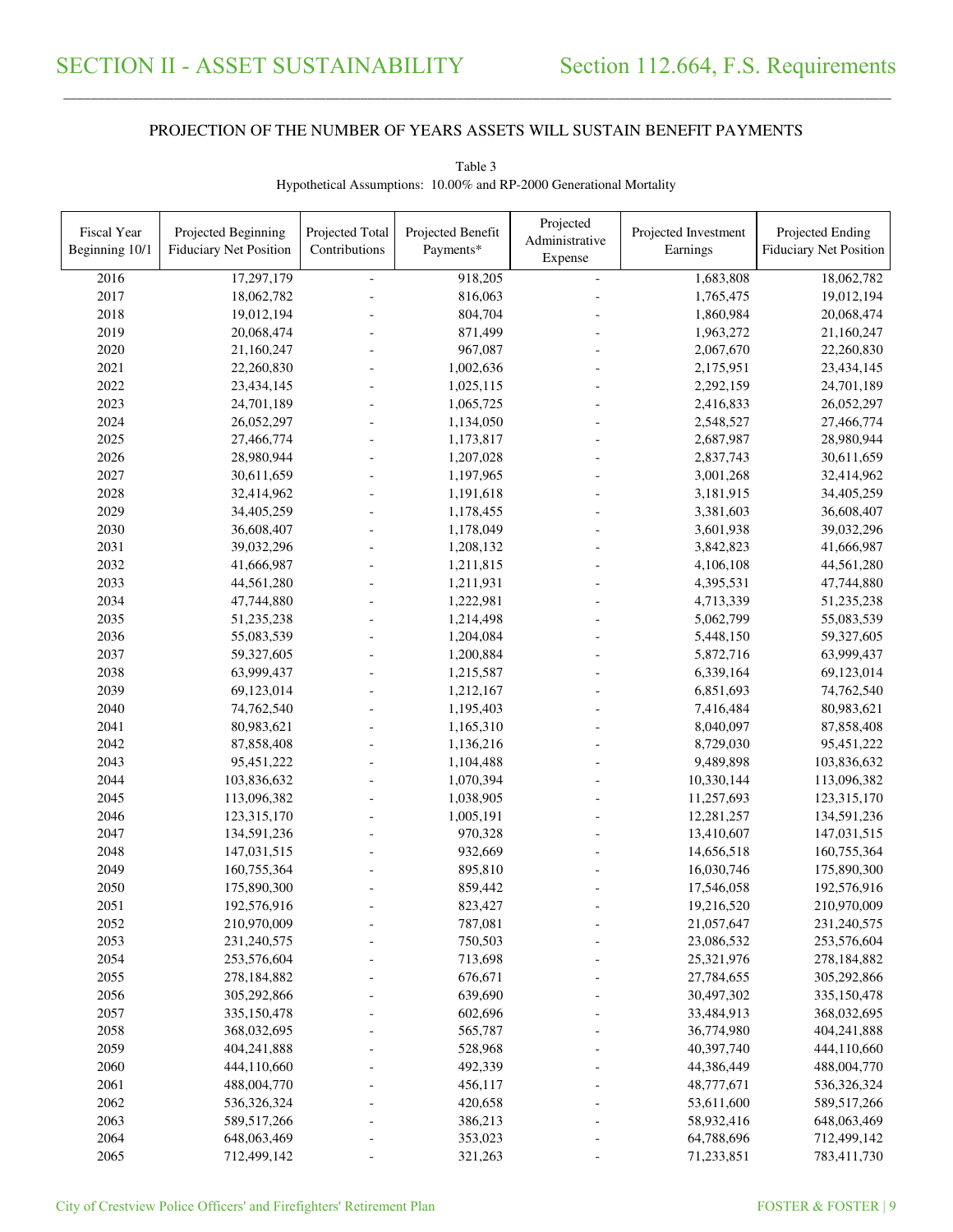# SECTION II - ASSET SUSTAINABILITY

## Section 112.664, F.S. Requirements

### PROJECTION OF THE NUMBER OF YEARS ASSETS WILL SUSTAIN BENEFIT PAYMENTS

Table 3

Hypothetical Assumptions: 10.00% and RP-2000 Generational Mortality

| Fiscal Year Beginning 10/1 | Projected Beginning Fiduciary Net Position | Projected Total Contributions | Projected Benefit Payments* | Projected Administrative Expense | Projected Investment Earnings | Projected Ending Fiduciary Net Position |
|---|---|---|---|---|---|---|
| 2016 | 17,297,179 | - | 918,205 | - | 1,683,808 | 18,062,782 |
| 2017 | 18,062,782 | - | 816,063 | - | 1,765,475 | 19,012,194 |
| 2018 | 19,012,194 | - | 804,704 | - | 1,860,984 | 20,068,474 |
| 2019 | 20,068,474 | - | 871,499 | - | 1,963,272 | 21,160,247 |
| 2020 | 21,160,247 | - | 967,087 | - | 2,067,670 | 22,260,830 |
| 2021 | 22,260,830 | - | 1,002,636 | - | 2,175,951 | 23,434,145 |
| 2022 | 23,434,145 | - | 1,025,115 | - | 2,292,159 | 24,701,189 |
| 2023 | 24,701,189 | - | 1,065,725 | - | 2,416,833 | 26,052,297 |
| 2024 | 26,052,297 | - | 1,134,050 | - | 2,548,527 | 27,466,774 |
| 2025 | 27,466,774 | - | 1,173,817 | - | 2,687,987 | 28,980,944 |
| 2026 | 28,980,944 | - | 1,207,028 | - | 2,837,743 | 30,611,659 |
| 2027 | 30,611,659 | - | 1,197,965 | - | 3,001,268 | 32,414,962 |
| 2028 | 32,414,962 | - | 1,191,618 | - | 3,181,915 | 34,405,259 |
| 2029 | 34,405,259 | - | 1,178,455 | - | 3,381,603 | 36,608,407 |
| 2030 | 36,608,407 | - | 1,178,049 | - | 3,601,938 | 39,032,296 |
| 2031 | 39,032,296 | - | 1,208,132 | - | 3,842,823 | 41,666,987 |
| 2032 | 41,666,987 | - | 1,211,815 | - | 4,106,108 | 44,561,280 |
| 2033 | 44,561,280 | - | 1,211,931 | - | 4,395,531 | 47,744,880 |
| 2034 | 47,744,880 | - | 1,222,981 | - | 4,713,339 | 51,235,238 |
| 2035 | 51,235,238 | - | 1,214,498 | - | 5,062,799 | 55,083,539 |
| 2036 | 55,083,539 | - | 1,204,084 | - | 5,448,150 | 59,327,605 |
| 2037 | 59,327,605 | - | 1,200,884 | - | 5,872,716 | 63,999,437 |
| 2038 | 63,999,437 | - | 1,215,587 | - | 6,339,164 | 69,123,014 |
| 2039 | 69,123,014 | - | 1,212,167 | - | 6,851,693 | 74,762,540 |
| 2040 | 74,762,540 | - | 1,195,403 | - | 7,416,484 | 80,983,621 |
| 2041 | 80,983,621 | - | 1,165,310 | - | 8,040,097 | 87,858,408 |
| 2042 | 87,858,408 | - | 1,136,216 | - | 8,729,030 | 95,451,222 |
| 2043 | 95,451,222 | - | 1,104,488 | - | 9,489,898 | 103,836,632 |
| 2044 | 103,836,632 | - | 1,070,394 | - | 10,330,144 | 113,096,382 |
| 2045 | 113,096,382 | - | 1,038,905 | - | 11,257,693 | 123,315,170 |
| 2046 | 123,315,170 | - | 1,005,191 | - | 12,281,257 | 134,591,236 |
| 2047 | 134,591,236 | - | 970,328 | - | 13,410,607 | 147,031,515 |
| 2048 | 147,031,515 | - | 932,669 | - | 14,656,518 | 160,755,364 |
| 2049 | 160,755,364 | - | 895,810 | - | 16,030,746 | 175,890,300 |
| 2050 | 175,890,300 | - | 859,442 | - | 17,546,058 | 192,576,916 |
| 2051 | 192,576,916 | - | 823,427 | - | 19,216,520 | 210,970,009 |
| 2052 | 210,970,009 | - | 787,081 | - | 21,057,647 | 231,240,575 |
| 2053 | 231,240,575 | - | 750,503 | - | 23,086,532 | 253,576,604 |
| 2054 | 253,576,604 | - | 713,698 | - | 25,321,976 | 278,184,882 |
| 2055 | 278,184,882 | - | 676,671 | - | 27,784,655 | 305,292,866 |
| 2056 | 305,292,866 | - | 639,690 | - | 30,497,302 | 335,150,478 |
| 2057 | 335,150,478 | - | 602,696 | - | 33,484,913 | 368,032,695 |
| 2058 | 368,032,695 | - | 565,787 | - | 36,774,980 | 404,241,888 |
| 2059 | 404,241,888 | - | 528,968 | - | 40,397,740 | 444,110,660 |
| 2060 | 444,110,660 | - | 492,339 | - | 44,386,449 | 488,004,770 |
| 2061 | 488,004,770 | - | 456,117 | - | 48,777,671 | 536,326,324 |
| 2062 | 536,326,324 | - | 420,658 | - | 53,611,600 | 589,517,266 |
| 2063 | 589,517,266 | - | 386,213 | - | 58,932,416 | 648,063,469 |
| 2064 | 648,063,469 | - | 353,023 | - | 64,788,696 | 712,499,142 |
| 2065 | 712,499,142 | - | 321,263 | - | 71,233,851 | 783,411,730 |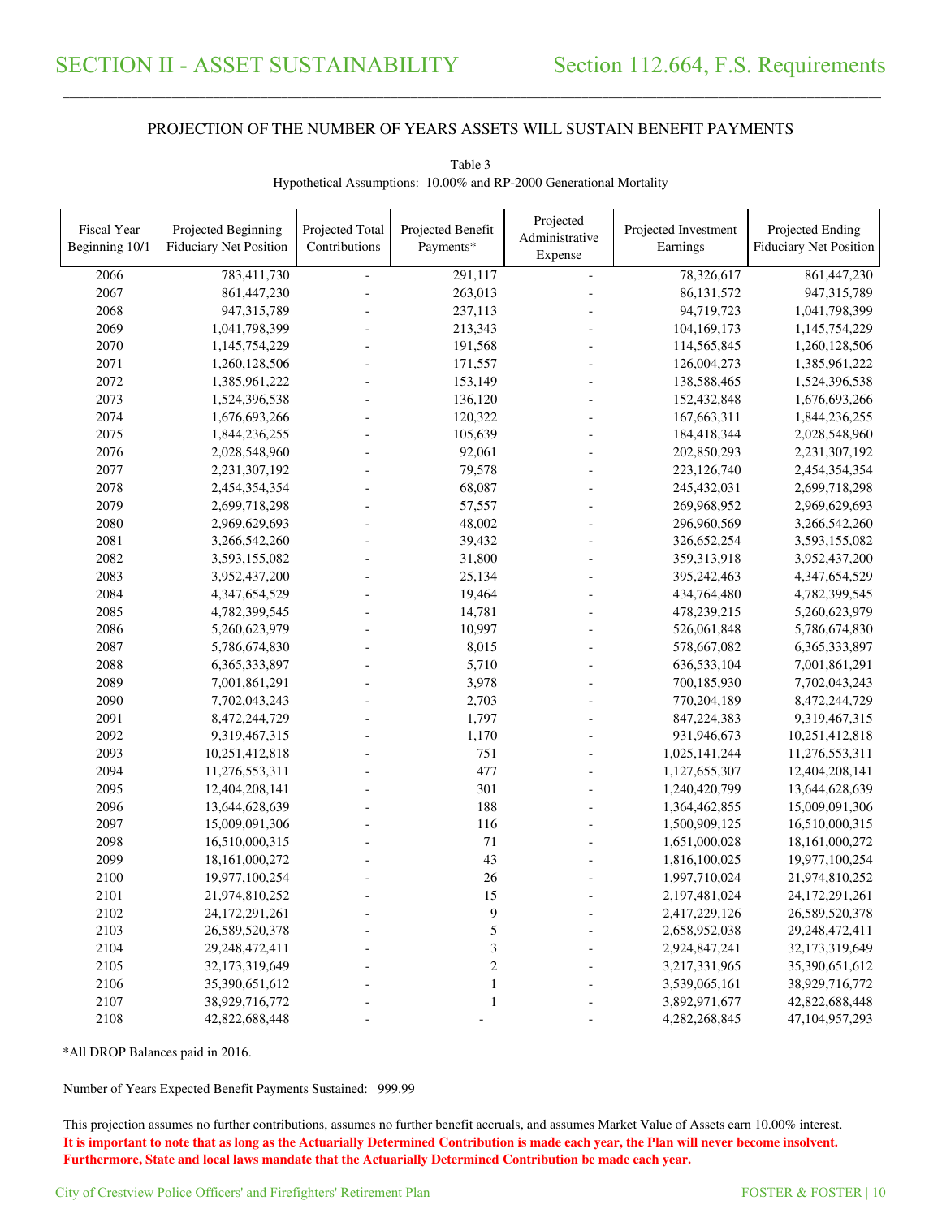# SECTION II - ASSET SUSTAINABILITY

## Section 112.664, F.S. Requirements

### PROJECTION OF THE NUMBER OF YEARS ASSETS WILL SUSTAIN BENEFIT PAYMENTS

Table 3
Hypothetical Assumptions: 10.00% and RP-2000 Generational Mortality

| Fiscal Year Beginning 10/1 | Projected Beginning Fiduciary Net Position | Projected Total Contributions | Projected Benefit Payments* | Projected Administrative Expense | Projected Investment Earnings | Projected Ending Fiduciary Net Position |
|---|---|---|---|---|---|---|
| 2066 | 783,411,730 | - | 291,117 | - | 78,326,617 | 861,447,230 |
| 2067 | 861,447,230 | - | 263,013 | - | 86,131,572 | 947,315,789 |
| 2068 | 947,315,789 | - | 237,113 | - | 94,719,723 | 1,041,798,399 |
| 2069 | 1,041,798,399 | - | 213,343 | - | 104,169,173 | 1,145,754,229 |
| 2070 | 1,145,754,229 | - | 191,568 | - | 114,565,845 | 1,260,128,506 |
| 2071 | 1,260,128,506 | - | 171,557 | - | 126,004,273 | 1,385,961,222 |
| 2072 | 1,385,961,222 | - | 153,149 | - | 138,588,465 | 1,524,396,538 |
| 2073 | 1,524,396,538 | - | 136,120 | - | 152,432,848 | 1,676,693,266 |
| 2074 | 1,676,693,266 | - | 120,322 | - | 167,663,311 | 1,844,236,255 |
| 2075 | 1,844,236,255 | - | 105,639 | - | 184,418,344 | 2,028,548,960 |
| 2076 | 2,028,548,960 | - | 92,061 | - | 202,850,293 | 2,231,307,192 |
| 2077 | 2,231,307,192 | - | 79,578 | - | 223,126,740 | 2,454,354,354 |
| 2078 | 2,454,354,354 | - | 68,087 | - | 245,432,031 | 2,699,718,298 |
| 2079 | 2,699,718,298 | - | 57,557 | - | 269,968,952 | 2,969,629,693 |
| 2080 | 2,969,629,693 | - | 48,002 | - | 296,960,569 | 3,266,542,260 |
| 2081 | 3,266,542,260 | - | 39,432 | - | 326,652,254 | 3,593,155,082 |
| 2082 | 3,593,155,082 | - | 31,800 | - | 359,313,918 | 3,952,437,200 |
| 2083 | 3,952,437,200 | - | 25,134 | - | 395,242,463 | 4,347,654,529 |
| 2084 | 4,347,654,529 | - | 19,464 | - | 434,764,480 | 4,782,399,545 |
| 2085 | 4,782,399,545 | - | 14,781 | - | 478,239,215 | 5,260,623,979 |
| 2086 | 5,260,623,979 | - | 10,997 | - | 526,061,848 | 5,786,674,830 |
| 2087 | 5,786,674,830 | - | 8,015 | - | 578,667,082 | 6,365,333,897 |
| 2088 | 6,365,333,897 | - | 5,710 | - | 636,533,104 | 7,001,861,291 |
| 2089 | 7,001,861,291 | - | 3,978 | - | 700,185,930 | 7,702,043,243 |
| 2090 | 7,702,043,243 | - | 2,703 | - | 770,204,189 | 8,472,244,729 |
| 2091 | 8,472,244,729 | - | 1,797 | - | 847,224,383 | 9,319,467,315 |
| 2092 | 9,319,467,315 | - | 1,170 | - | 931,946,673 | 10,251,412,818 |
| 2093 | 10,251,412,818 | - | 751 | - | 1,025,141,244 | 11,276,553,311 |
| 2094 | 11,276,553,311 | - | 477 | - | 1,127,655,307 | 12,404,208,141 |
| 2095 | 12,404,208,141 | - | 301 | - | 1,240,420,799 | 13,644,628,639 |
| 2096 | 13,644,628,639 | - | 188 | - | 1,364,462,855 | 15,009,091,306 |
| 2097 | 15,009,091,306 | - | 116 | - | 1,500,909,125 | 16,510,000,315 |
| 2098 | 16,510,000,315 | - | 71 | - | 1,651,000,028 | 18,161,000,272 |
| 2099 | 18,161,000,272 | - | 43 | - | 1,816,100,025 | 19,977,100,254 |
| 2100 | 19,977,100,254 | - | 26 | - | 1,997,710,024 | 21,974,810,252 |
| 2101 | 21,974,810,252 | - | 15 | - | 2,197,481,024 | 24,172,291,261 |
| 2102 | 24,172,291,261 | - | 9 | - | 2,417,229,126 | 26,589,520,378 |
| 2103 | 26,589,520,378 | - | 5 | - | 2,658,952,038 | 29,248,472,411 |
| 2104 | 29,248,472,411 | - | 3 | - | 2,924,847,241 | 32,173,319,649 |
| 2105 | 32,173,319,649 | - | 2 | - | 3,217,331,965 | 35,390,651,612 |
| 2106 | 35,390,651,612 | - | 1 | - | 3,539,065,161 | 38,929,716,772 |
| 2107 | 38,929,716,772 | - | 1 | - | 3,892,971,677 | 42,822,688,448 |
| 2108 | 42,822,688,448 | - | - | - | 4,282,268,845 | 47,104,957,293 |

*All DROP Balances paid in 2016.

Number of Years Expected Benefit Payments Sustained: 999.99

This projection assumes no further contributions, assumes no further benefit accruals, and assumes Market Value of Assets earn 10.00% interest.
**It is important to note that as long as the Actuarially Determined Contribution is made each year, the Plan will never become insolvent. Furthermore, State and local laws mandate that the Actuarially Determined Contribution be made each year.**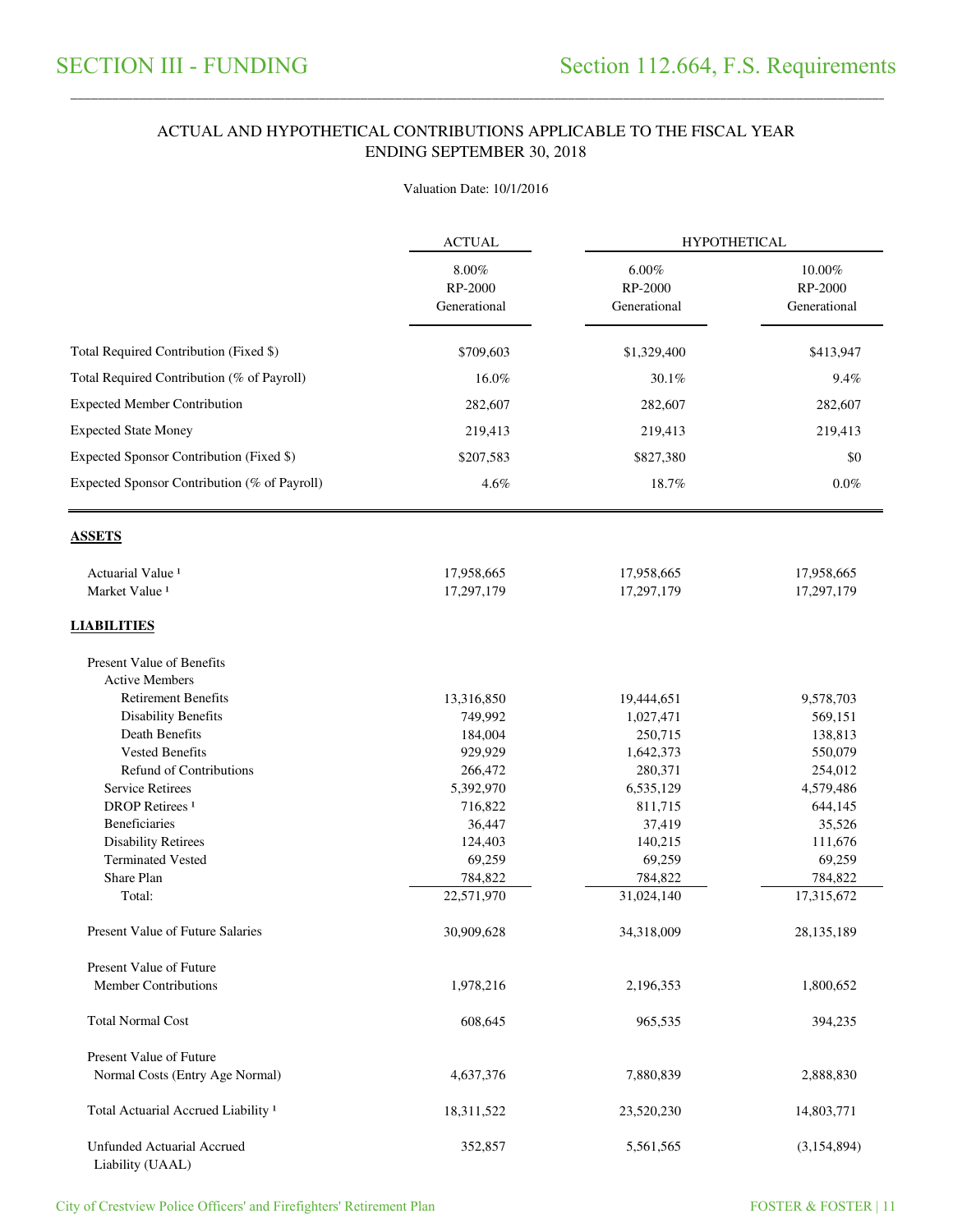## SECTION III - FUNDING

## Section 112.664, F.S. Requirements

### ACTUAL AND HYPOTHETICAL CONTRIBUTIONS APPLICABLE TO THE FISCAL YEAR ENDING SEPTEMBER 30, 2018

Valuation Date: 10/1/2016

| | ACTUAL | HYPOTHETICAL | |
|---|---|---|---|
| | 8.00% RP-2000 Generational | 6.00% RP-2000 Generational | 10.00% RP-2000 Generational |
| Total Required Contribution (Fixed $) | $709,603 | $1,329,400 | $413,947 |
| Total Required Contribution (% of Payroll) | 16.0% | 30.1% | 9.4% |
| Expected Member Contribution | 282,607 | 282,607 | 282,607 |
| Expected State Money | 219,413 | 219,413 | 219,413 |
| Expected Sponsor Contribution (Fixed $) | $207,583 | $827,380 | $0 |
| Expected Sponsor Contribution (% of Payroll) | 4.6% | 18.7% | 0.0% |
| **ASSETS** | | | |
| Actuarial Value [1] | 17,958,665 | 17,958,665 | 17,958,665 |
| Market Value [1] | 17,297,179 | 17,297,179 | 17,297,179 |
| **LIABILITIES** | | | |
| Present Value of Benefits | | | |
| Active Members | | | |
| Retirement Benefits | 13,316,850 | 19,444,651 | 9,578,703 |
| Disability Benefits | 749,992 | 1,027,471 | 569,151 |
| Death Benefits | 184,004 | 250,715 | 138,813 |
| Vested Benefits | 929,929 | 1,642,373 | 550,079 |
| Refund of Contributions | 266,472 | 280,371 | 254,012 |
| Service Retirees | 5,392,970 | 6,535,129 | 4,579,486 |
| DROP Retirees [1] | 716,822 | 811,715 | 644,145 |
| Beneficiaries | 36,447 | 37,419 | 35,526 |
| Disability Retirees | 124,403 | 140,215 | 111,676 |
| Terminated Vested | 69,259 | 69,259 | 69,259 |
| Share Plan | 784,822 | 784,822 | 784,822 |
| Total: | 22,571,970 | 31,024,140 | 17,315,672 |
| Present Value of Future Salaries | 30,909,628 | 34,318,009 | 28,135,189 |
| Present Value of Future Member Contributions | 1,978,216 | 2,196,353 | 1,800,652 |
| Total Normal Cost | 608,645 | 965,535 | 394,235 |
| Present Value of Future Normal Costs (Entry Age Normal) | 4,637,376 | 7,880,839 | 2,888,830 |
| Total Actuarial Accrued Liability [1] | 18,311,522 | 23,520,230 | 14,803,771 |
| Unfunded Actuarial Accrued Liability (UAAL) | 352,857 | 5,561,565 | (3,154,894) |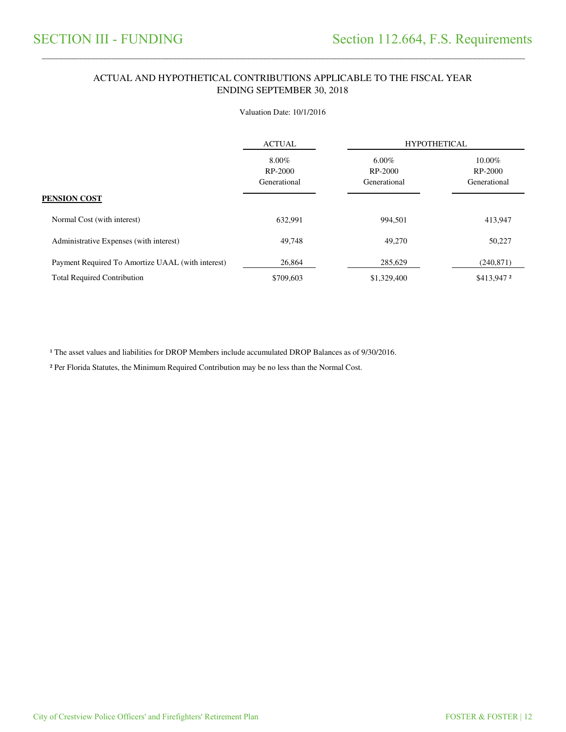# SECTION III - FUNDING

## Section 112.664, F.S. Requirements

### ACTUAL AND HYPOTHETICAL CONTRIBUTIONS APPLICABLE TO THE FISCAL YEAR ENDING SEPTEMBER 30, 2018

Valuation Date: 10/1/2016

| | ACTUAL | HYPOTHETICAL | |
|---|---|---|---|
| | 8.00% RP-2000 Generational | 6.00% RP-2000 Generational | 10.00% RP-2000 Generational |
| **PENSION COST** | | | |
| Normal Cost (with interest) | 632,991 | 994,501 | 413,947 |
| Administrative Expenses (with interest) | 49,748 | 49,270 | 50,227 |
| Payment Required To Amortize UAAL (with interest) | 26,864 | 285,629 | (240,871) |
| Total Required Contribution | $709,603 | $1,329,400 | $413,947 [2] |

[1] The asset values and liabilities for DROP Members include accumulated DROP Balances as of 9/30/2016.

[2] Per Florida Statutes, the Minimum Required Contribution may be no less than the Normal Cost.